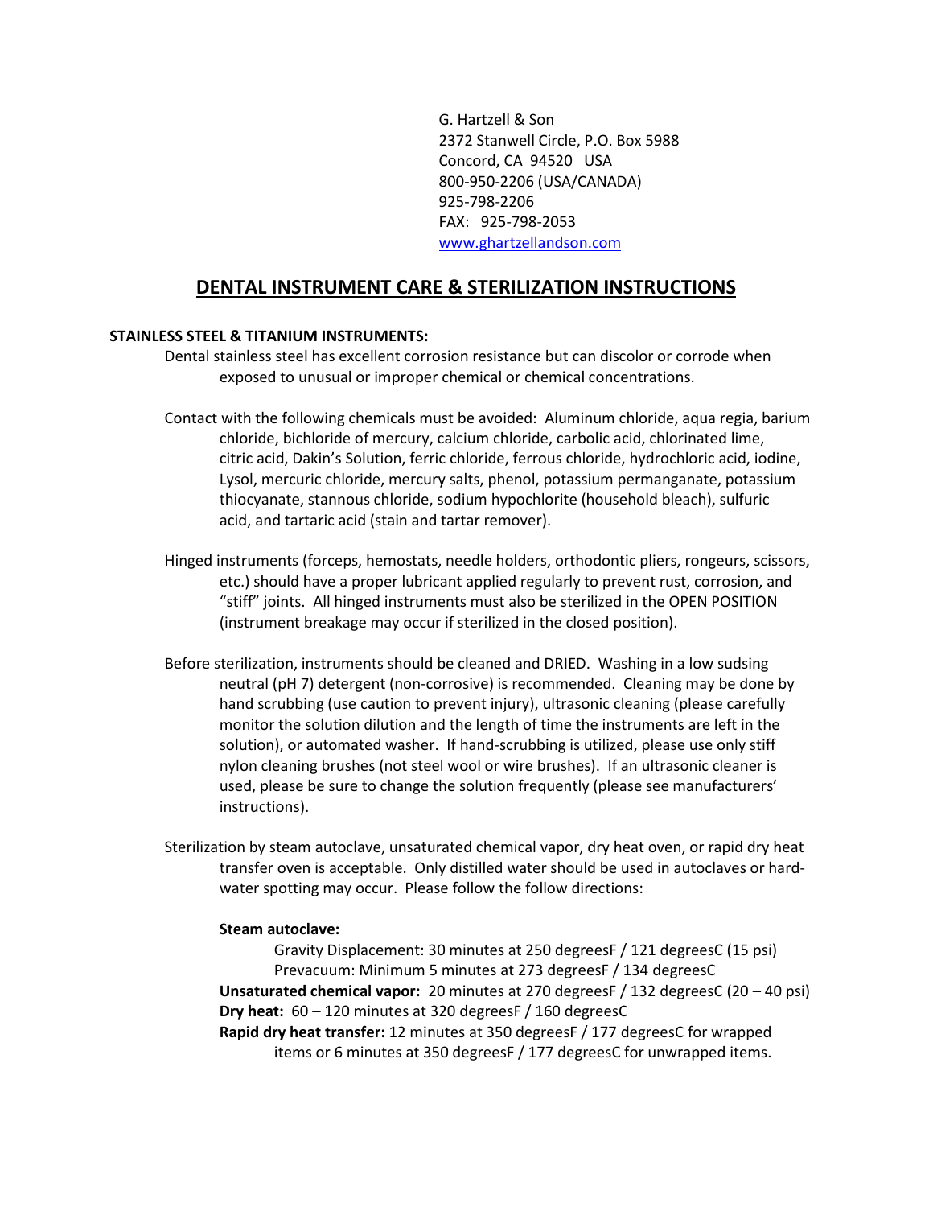G. Hartzell & Son
2372 Stanwell Circle, P.O. Box 5988
Concord, CA 94520 USA
800-950-2206 (USA/CANADA)
925-798-2206
FAX: 925-798-2053
[www.ghartzellandson.com](http://www.ghartzellandson.com)

# DENTAL INSTRUMENT CARE & STERILIZATION INSTRUCTIONS

**STAINLESS STEEL & TITANIUM INSTRUMENTS:**

Dental stainless steel has excellent corrosion resistance but can discolor or corrode when exposed to unusual or improper chemical or chemical concentrations.

Contact with the following chemicals must be avoided: Aluminum chloride, aqua regia, barium chloride, bichloride of mercury, calcium chloride, carbolic acid, chlorinated lime, citric acid, Dakin's Solution, ferric chloride, ferrous chloride, hydrochloric acid, iodine, Lysol, mercuric chloride, mercury salts, phenol, potassium permanganate, potassium thiocyanate, stannous chloride, sodium hypochlorite (household bleach), sulfuric acid, and tartaric acid (stain and tartar remover).

Hinged instruments (forceps, hemostats, needle holders, orthodontic pliers, rongeurs, scissors, etc.) should have a proper lubricant applied regularly to prevent rust, corrosion, and "stiff" joints. All hinged instruments must also be sterilized in the OPEN POSITION (instrument breakage may occur if sterilized in the closed position).

Before sterilization, instruments should be cleaned and DRIED. Washing in a low sudsing neutral (pH 7) detergent (non-corrosive) is recommended. Cleaning may be done by hand scrubbing (use caution to prevent injury), ultrasonic cleaning (please carefully monitor the solution dilution and the length of time the instruments are left in the solution), or automated washer. If hand-scrubbing is utilized, please use only stiff nylon cleaning brushes (not steel wool or wire brushes). If an ultrasonic cleaner is used, please be sure to change the solution frequently (please see manufacturers' instructions).

Sterilization by steam autoclave, unsaturated chemical vapor, dry heat oven, or rapid dry heat transfer oven is acceptable. Only distilled water should be used in autoclaves or hard-water spotting may occur. Please follow the follow directions:

**Steam autoclave:**
Gravity Displacement: 30 minutes at 250 degreesF / 121 degreesC (15 psi)
Prevacuum: Minimum 5 minutes at 273 degreesF / 134 degreesC

**Unsaturated chemical vapor:** 20 minutes at 270 degreesF / 132 degreesC (20 – 40 psi)

**Dry heat:** 60 – 120 minutes at 320 degreesF / 160 degreesC

**Rapid dry heat transfer:** 12 minutes at 350 degreesF / 177 degreesC for wrapped items or 6 minutes at 350 degreesF / 177 degreesC for unwrapped items.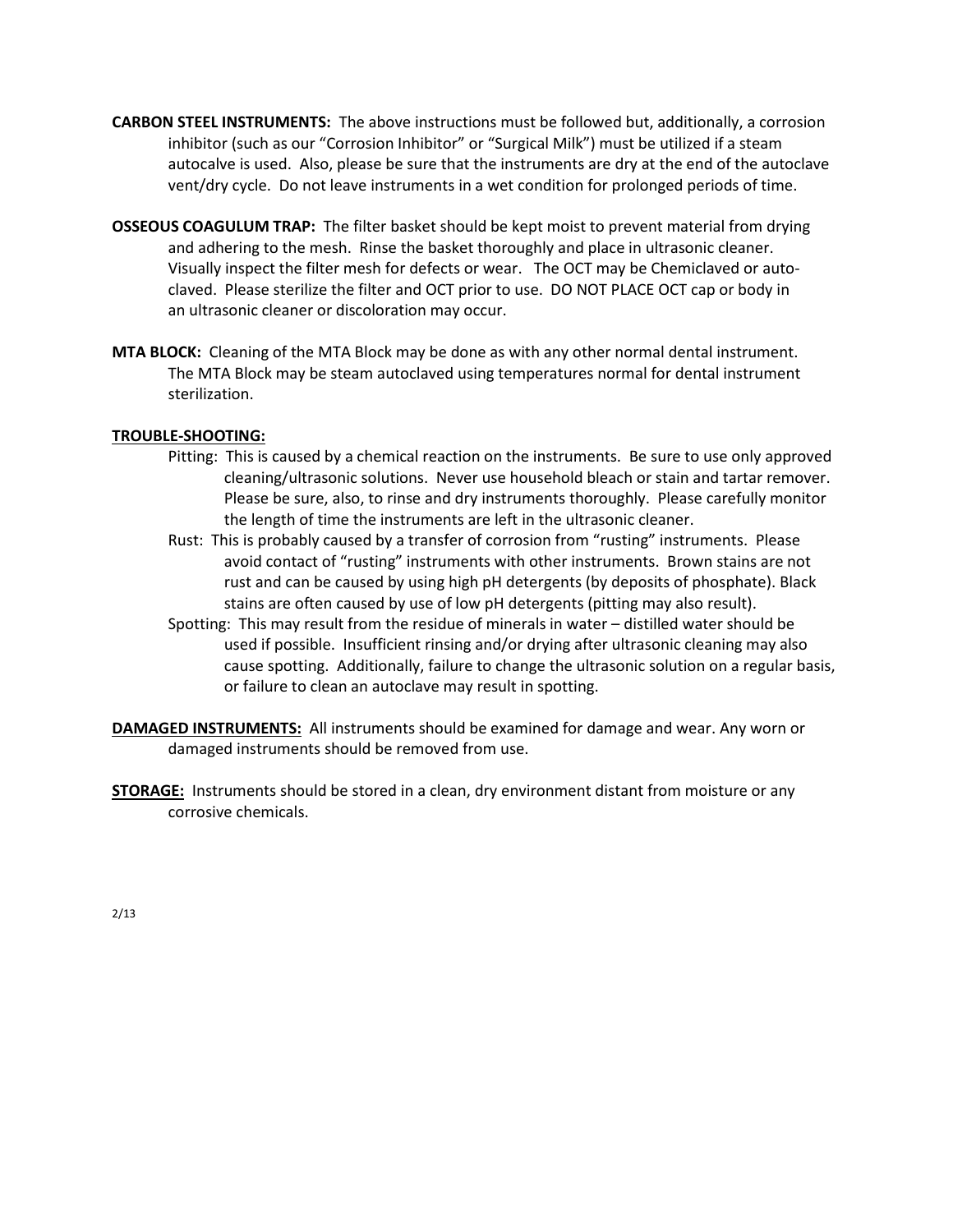**CARBON STEEL INSTRUMENTS:** The above instructions must be followed but, additionally, a corrosion inhibitor (such as our "Corrosion Inhibitor" or "Surgical Milk") must be utilized if a steam autocalve is used. Also, please be sure that the instruments are dry at the end of the autoclave vent/dry cycle. Do not leave instruments in a wet condition for prolonged periods of time.

**OSSEOUS COAGULUM TRAP:** The filter basket should be kept moist to prevent material from drying and adhering to the mesh. Rinse the basket thoroughly and place in ultrasonic cleaner. Visually inspect the filter mesh for defects or wear. The OCT may be Chemiclaved or auto-claved. Please sterilize the filter and OCT prior to use. DO NOT PLACE OCT cap or body in an ultrasonic cleaner or discoloration may occur.

**MTA BLOCK:** Cleaning of the MTA Block may be done as with any other normal dental instrument. The MTA Block may be steam autoclaved using temperatures normal for dental instrument sterilization.

**TROUBLE-SHOOTING:**

Pitting: This is caused by a chemical reaction on the instruments. Be sure to use only approved cleaning/ultrasonic solutions. Never use household bleach or stain and tartar remover. Please be sure, also, to rinse and dry instruments thoroughly. Please carefully monitor the length of time the instruments are left in the ultrasonic cleaner.

Rust: This is probably caused by a transfer of corrosion from "rusting" instruments. Please avoid contact of "rusting" instruments with other instruments. Brown stains are not rust and can be caused by using high pH detergents (by deposits of phosphate). Black stains are often caused by use of low pH detergents (pitting may also result).

Spotting: This may result from the residue of minerals in water – distilled water should be used if possible. Insufficient rinsing and/or drying after ultrasonic cleaning may also cause spotting. Additionally, failure to change the ultrasonic solution on a regular basis, or failure to clean an autoclave may result in spotting.

**DAMAGED INSTRUMENTS:** All instruments should be examined for damage and wear. Any worn or damaged instruments should be removed from use.

**STORAGE:** Instruments should be stored in a clean, dry environment distant from moisture or any corrosive chemicals.

2/13